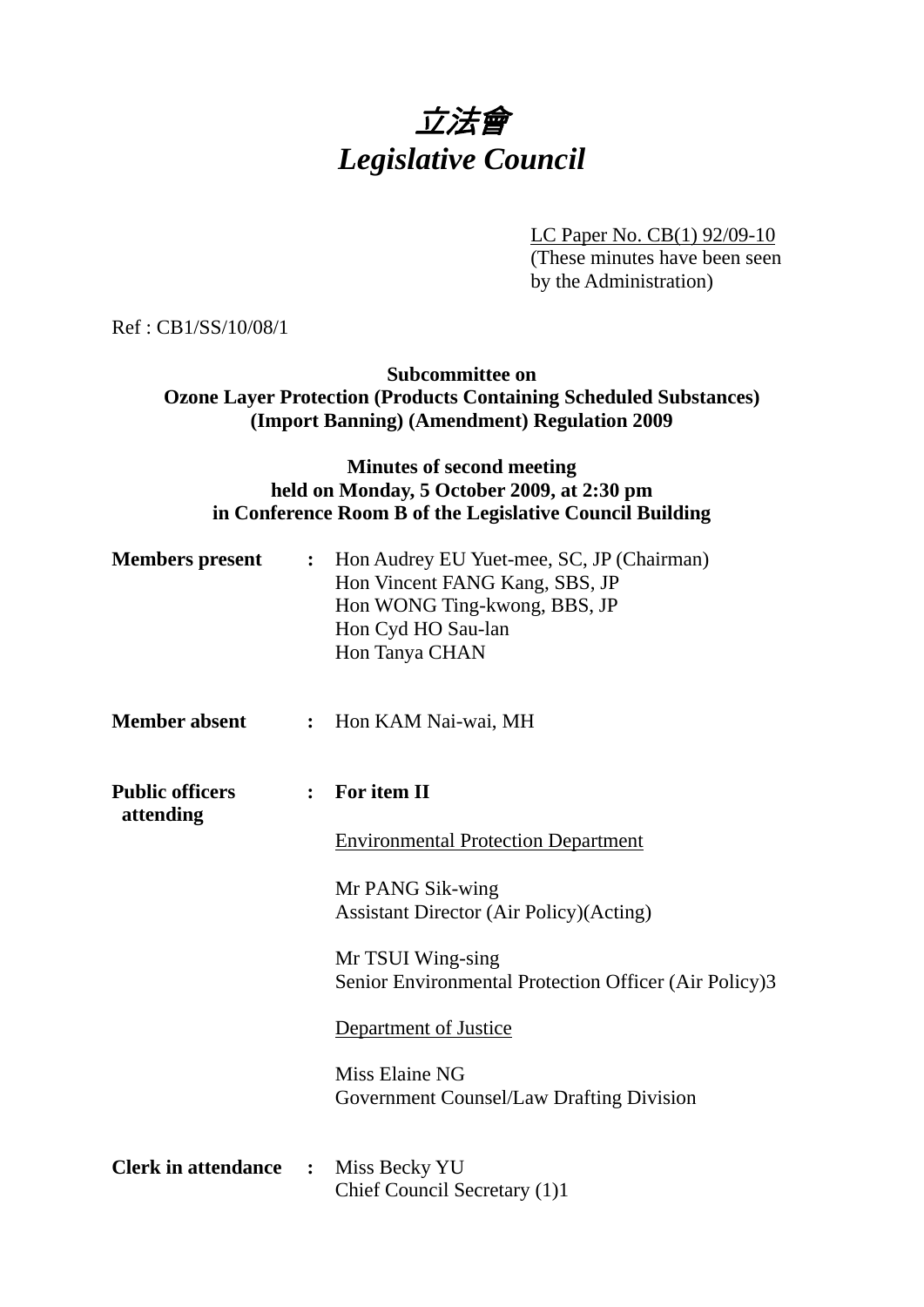# *立法會*
# *Legislative Council*

LC Paper No. CB(1) 92/09-10
(These minutes have been seen by the Administration)

Ref : CB1/SS/10/08/1

**Subcommittee on**
**Ozone Layer Protection (Products Containing Scheduled Substances) (Import Banning) (Amendment) Regulation 2009**

**Minutes of second meeting**
**held on Monday, 5 October 2009, at 2:30 pm**
**in Conference Room B of the Legislative Council Building**

**Members present** : Hon Audrey EU Yuet-mee, SC, JP (Chairman)
Hon Vincent FANG Kang, SBS, JP
Hon WONG Ting-kwong, BBS, JP
Hon Cyd HO Sau-lan
Hon Tanya CHAN

**Member absent** : Hon KAM Nai-wai, MH

**Public officers attending** : **For item II**

Environmental Protection Department

Mr PANG Sik-wing
Assistant Director (Air Policy)(Acting)

Mr TSUI Wing-sing
Senior Environmental Protection Officer (Air Policy)3

Department of Justice

Miss Elaine NG
Government Counsel/Law Drafting Division

**Clerk in attendance** : Miss Becky YU
Chief Council Secretary (1)1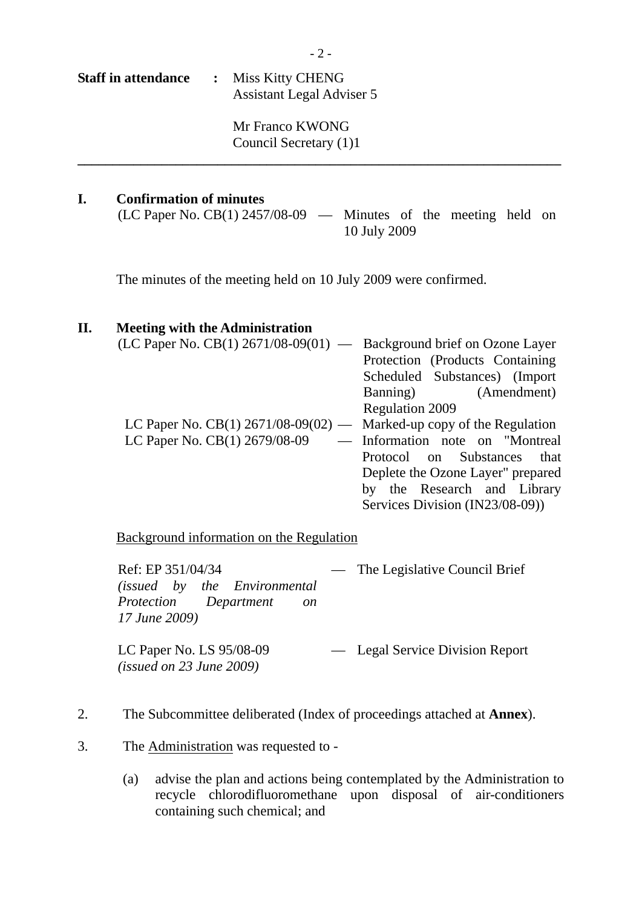**Staff in attendance** : Miss Kitty CHENG
Assistant Legal Adviser 5

Mr Franco KWONG
Council Secretary (1)1

---

## I. Confirmation of minutes

(LC Paper No. CB(1) 2457/08-09 — Minutes of the meeting held on 10 July 2009

The minutes of the meeting held on 10 July 2009 were confirmed.

## II. Meeting with the Administration

(LC Paper No. CB(1) 2671/08-09(01) — Background brief on Ozone Layer Protection (Products Containing Scheduled Substances) (Import Banning) (Amendment) Regulation 2009

LC Paper No. CB(1) 2671/08-09(02) — Marked-up copy of the Regulation

LC Paper No. CB(1) 2679/08-09 — Information note on "Montreal Protocol on Substances that Deplete the Ozone Layer" prepared by the Research and Library Services Division (IN23/08-09))

Background information on the Regulation

Ref: EP 351/04/34 *(issued by the Environmental Protection Department on 17 June 2009)* — The Legislative Council Brief

LC Paper No. LS 95/08-09 *(issued on 23 June 2009)* — Legal Service Division Report

2. The Subcommittee deliberated (Index of proceedings attached at **Annex**).

3. The Administration was requested to -

(a) advise the plan and actions being contemplated by the Administration to recycle chlorodifluoromethane upon disposal of air-conditioners containing such chemical; and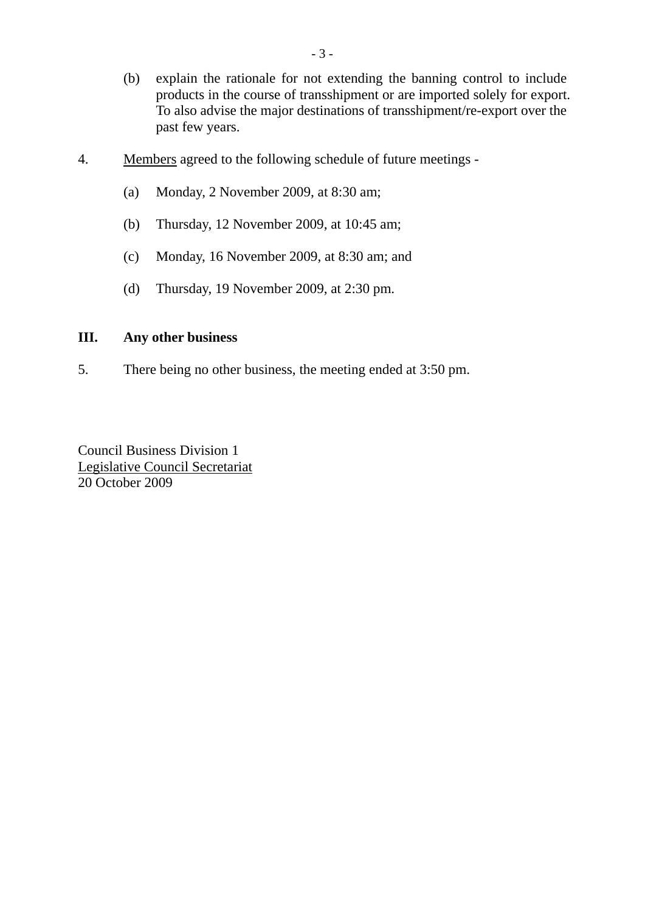(b) explain the rationale for not extending the banning control to include products in the course of transshipment or are imported solely for export. To also advise the major destinations of transshipment/re-export over the past few years.

4. Members agreed to the following schedule of future meetings -

(a) Monday, 2 November 2009, at 8:30 am;

(b) Thursday, 12 November 2009, at 10:45 am;

(c) Monday, 16 November 2009, at 8:30 am; and

(d) Thursday, 19 November 2009, at 2:30 pm.

**III. Any other business**

5. There being no other business, the meeting ended at 3:50 pm.

Council Business Division 1
Legislative Council Secretariat
20 October 2009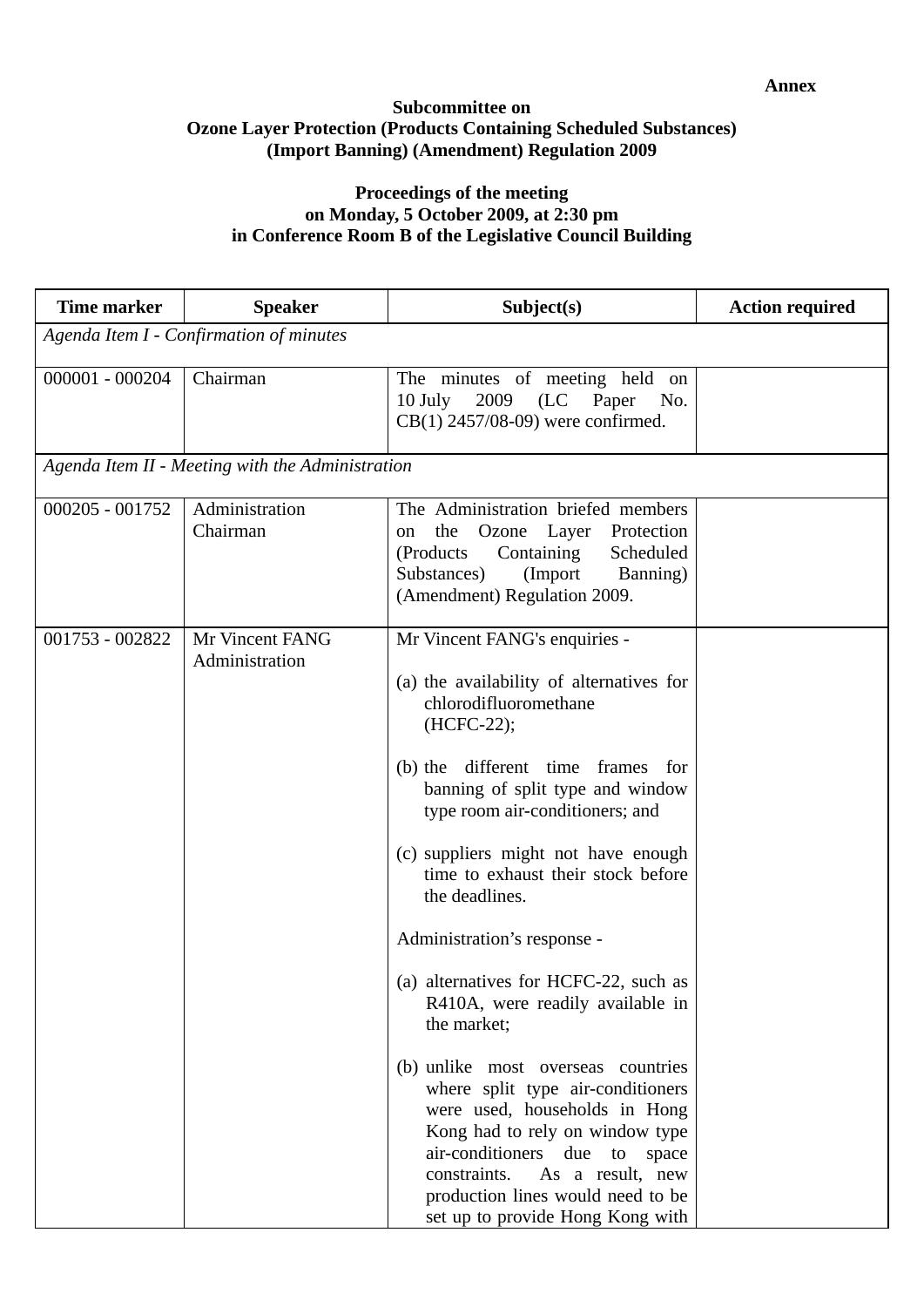**Annex**

**Subcommittee on**
**Ozone Layer Protection (Products Containing Scheduled Substances) (Import Banning) (Amendment) Regulation 2009**

**Proceedings of the meeting**
**on Monday, 5 October 2009, at 2:30 pm**
**in Conference Room B of the Legislative Council Building**

| Time marker | Speaker | Subject(s) | Action required |
|---|---|---|---|
| *Agenda Item I - Confirmation of minutes* | | | |
| 000001 - 000204 | Chairman | The minutes of meeting held on 10 July 2009 (LC Paper No. CB(1) 2457/08-09) were confirmed. | |
| *Agenda Item II - Meeting with the Administration* | | | |
| 000205 - 001752 | Administration<br>Chairman | The Administration briefed members on the Ozone Layer Protection (Products Containing Scheduled Substances) (Import Banning) (Amendment) Regulation 2009. | |
| 001753 - 002822 | Mr Vincent FANG<br>Administration | Mr Vincent FANG's enquiries -<br><br>(a) the availability of alternatives for chlorodifluoromethane (HCFC-22);<br><br>(b) the different time frames for banning of split type and window type room air-conditioners; and<br><br>(c) suppliers might not have enough time to exhaust their stock before the deadlines.<br><br>Administration's response -<br><br>(a) alternatives for HCFC-22, such as R410A, were readily available in the market;<br><br>(b) unlike most overseas countries where split type air-conditioners were used, households in Hong Kong had to rely on window type air-conditioners due to space constraints. As a result, new production lines would need to be set up to provide Hong Kong with | |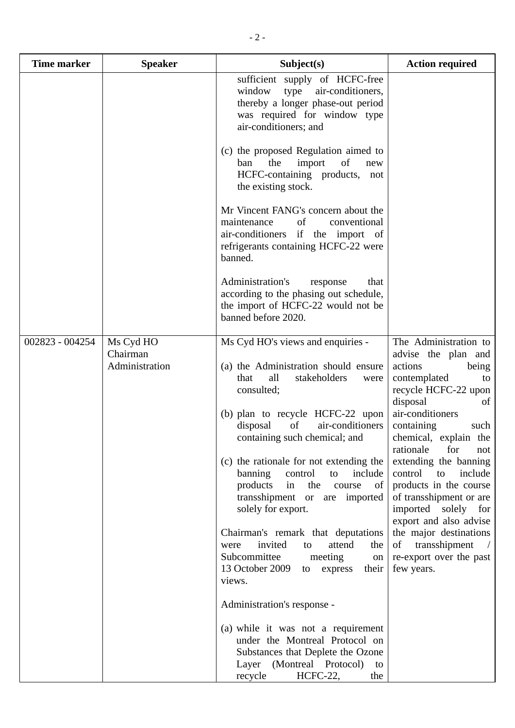| Time marker | Speaker | Subject(s) | Action required |
|---|---|---|---|
| | | sufficient supply of HCFC-free window type air-conditioners, thereby a longer phase-out period was required for window type air-conditioners; and<br><br>(c) the proposed Regulation aimed to ban the import of new HCFC-containing products, not the existing stock.<br><br>Mr Vincent FANG's concern about the maintenance of conventional air-conditioners if the import of refrigerants containing HCFC-22 were banned.<br><br>Administration's response that according to the phasing out schedule, the import of HCFC-22 would not be banned before 2020. | |
| 002823 - 004254 | Ms Cyd HO<br>Chairman<br>Administration | Ms Cyd HO's views and enquiries -<br><br>(a) the Administration should ensure that all stakeholders were consulted;<br><br>(b) plan to recycle HCFC-22 upon disposal of air-conditioners containing such chemical; and<br><br>(c) the rationale for not extending the banning control to include products in the course of transshipment or are imported solely for export.<br><br>Chairman's remark that deputations were invited to attend the Subcommittee meeting on 13 October 2009 to express their views.<br><br>Administration's response -<br><br>(a) while it was not a requirement under the Montreal Protocol on Substances that Deplete the Ozone Layer (Montreal Protocol) to recycle HCFC-22, the | The Administration to advise the plan and actions being contemplated to recycle HCFC-22 upon disposal of air-conditioners containing such chemical, explain the rationale for not extending the banning control to include products in the course of transshipment or are imported solely for export and also advise the major destinations of transshipment / re-export over the past few years. |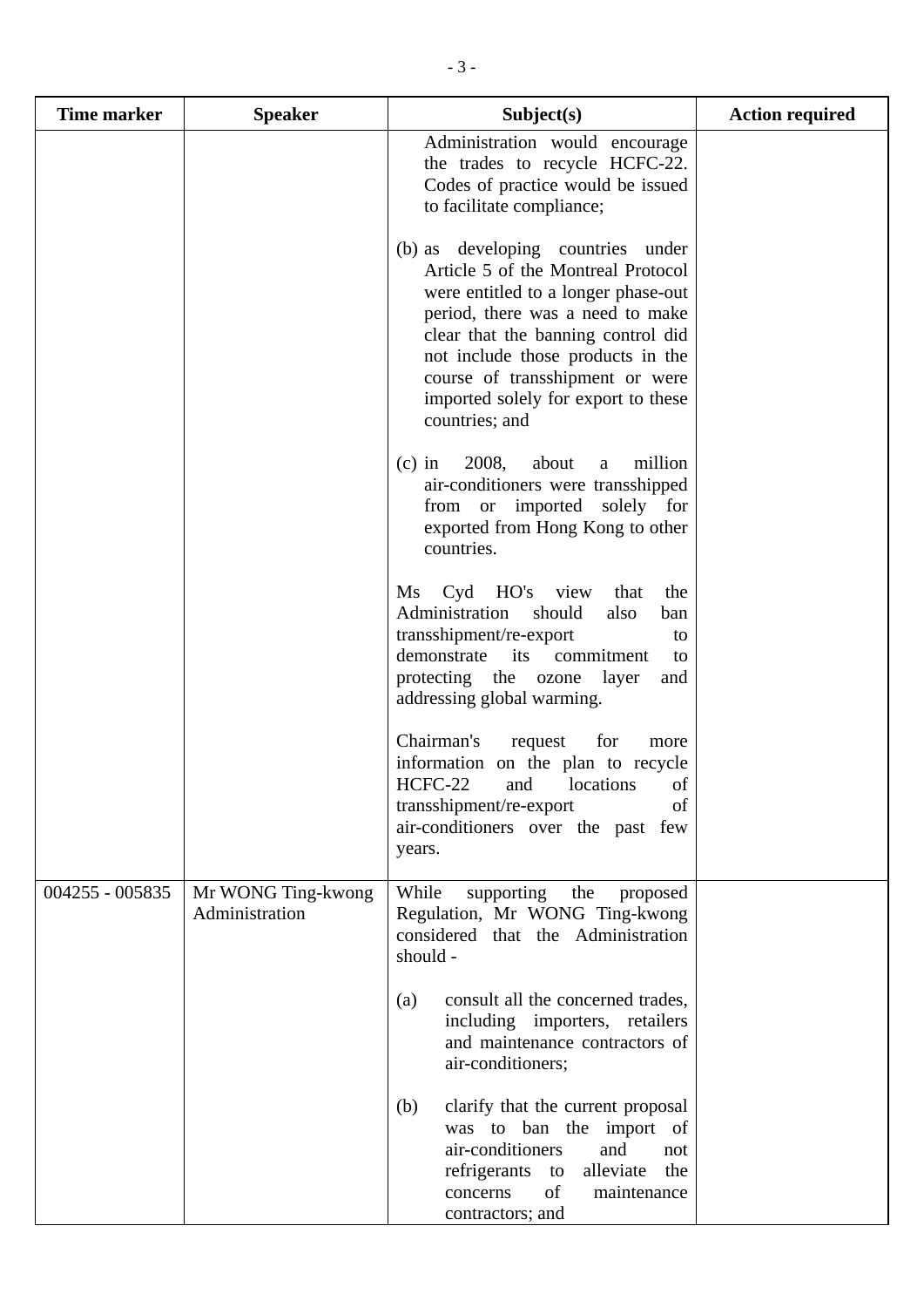| Time marker | Speaker | Subject(s) | Action required |
|---|---|---|---|
| | | Administration would encourage the trades to recycle HCFC-22. Codes of practice would be issued to facilitate compliance;<br><br>(b) as developing countries under Article 5 of the Montreal Protocol were entitled to a longer phase-out period, there was a need to make clear that the banning control did not include those products in the course of transshipment or were imported solely for export to these countries; and<br><br>(c) in 2008, about a million air-conditioners were transshipped from or imported solely for exported from Hong Kong to other countries.<br><br>Ms Cyd HO's view that the Administration should also ban transshipment/re-export to demonstrate its commitment to protecting the ozone layer and addressing global warming.<br><br>Chairman's request for more information on the plan to recycle HCFC-22 and locations of transshipment/re-export of air-conditioners over the past few years. | |
| 004255 - 005835 | Mr WONG Ting-kwong<br>Administration | While supporting the proposed Regulation, Mr WONG Ting-kwong considered that the Administration should -<br><br>(a) consult all the concerned trades, including importers, retailers and maintenance contractors of air-conditioners;<br><br>(b) clarify that the current proposal was to ban the import of air-conditioners and not refrigerants to alleviate the concerns of maintenance contractors; and | |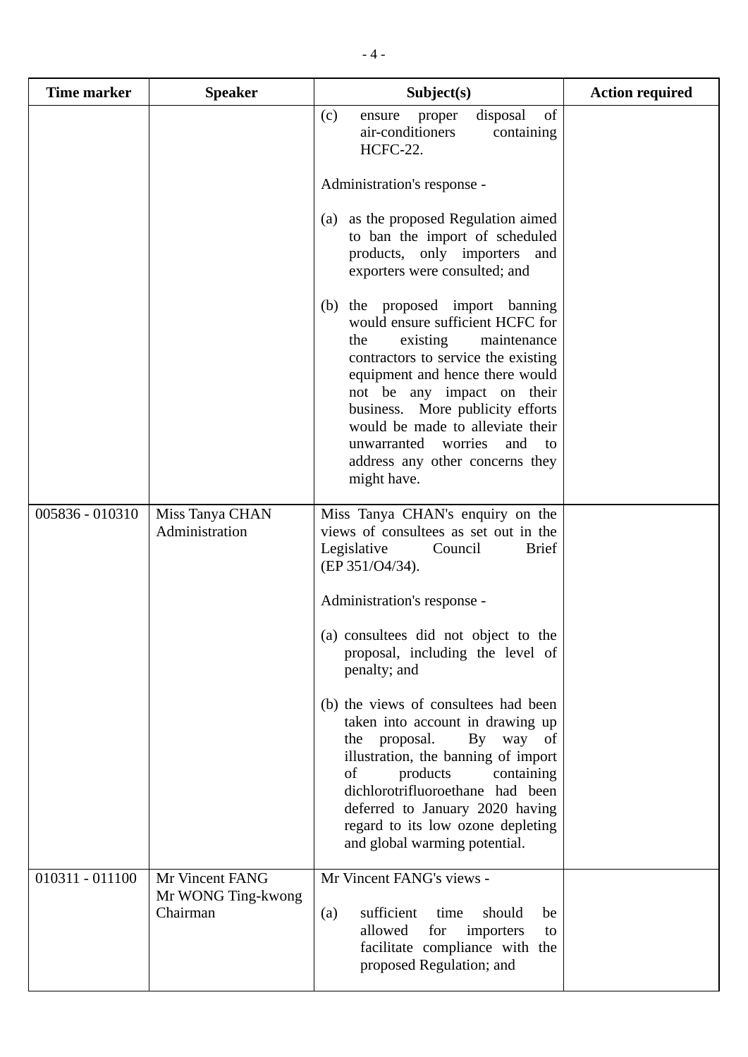| Time marker | Speaker | Subject(s) | Action required |
|---|---|---|---|
| | | (c) ensure proper disposal of air-conditioners containing HCFC-22.<br><br>Administration's response -<br><br>(a) as the proposed Regulation aimed to ban the import of scheduled products, only importers and exporters were consulted; and<br><br>(b) the proposed import banning would ensure sufficient HCFC for the existing maintenance contractors to service the existing equipment and hence there would not be any impact on their business. More publicity efforts would be made to alleviate their unwarranted worries and to address any other concerns they might have. | |
| 005836 - 010310 | Miss Tanya CHAN<br>Administration | Miss Tanya CHAN's enquiry on the views of consultees as set out in the Legislative Council Brief (EP 351/O4/34).<br><br>Administration's response -<br><br>(a) consultees did not object to the proposal, including the level of penalty; and<br><br>(b) the views of consultees had been taken into account in drawing up the proposal. By way of illustration, the banning of import of products containing dichlorotrifluoroethane had been deferred to January 2020 having regard to its low ozone depleting and global warming potential. | |
| 010311 - 011100 | Mr Vincent FANG<br>Mr WONG Ting-kwong<br>Chairman | Mr Vincent FANG's views -<br><br>(a) sufficient time should be allowed for importers to facilitate compliance with the proposed Regulation; and | |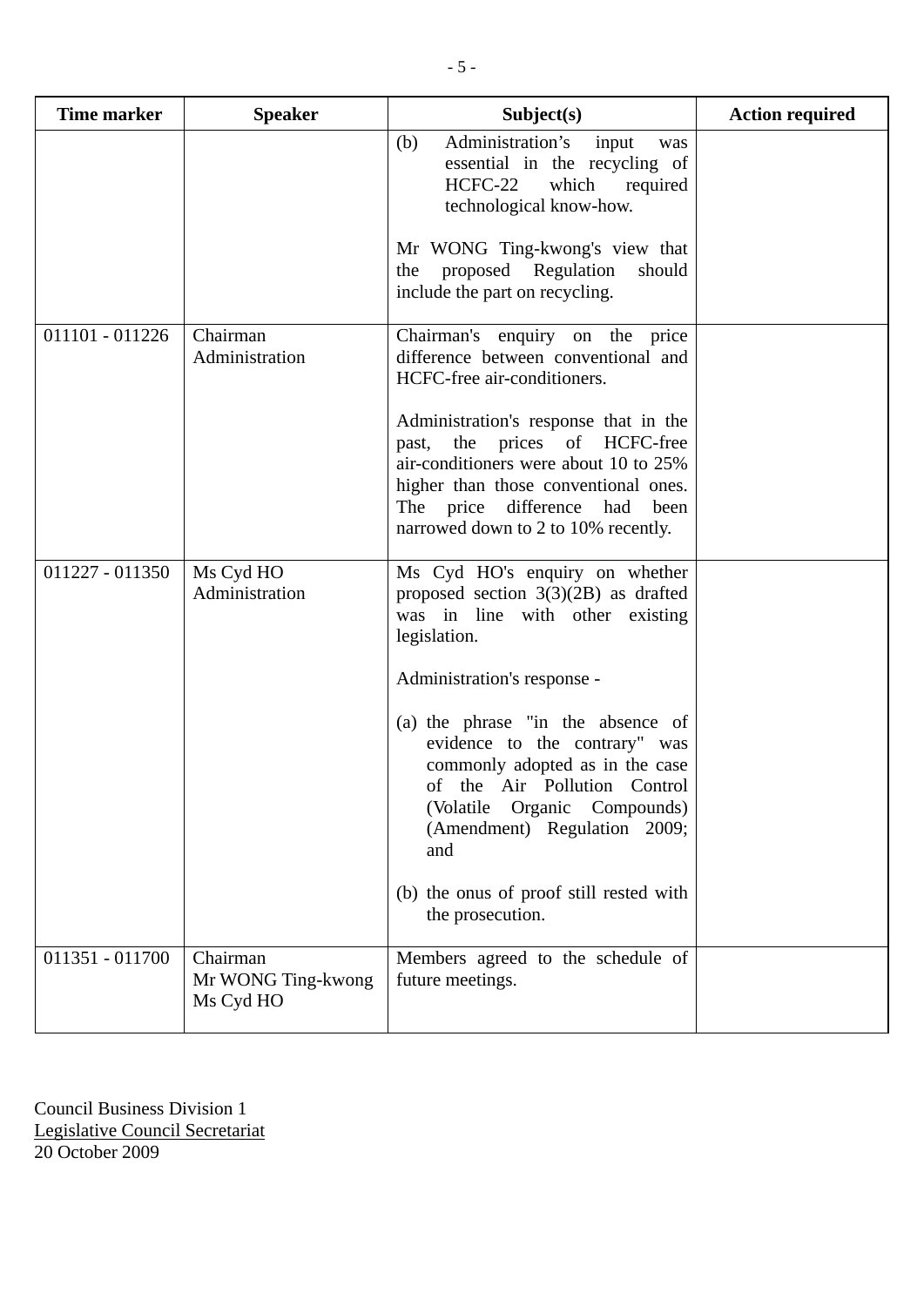| Time marker | Speaker | Subject(s) | Action required |
| --- | --- | --- | --- |
| | | (b) Administration's input was essential in the recycling of HCFC-22 which required technological know-how.<br><br>Mr WONG Ting-kwong's view that the proposed Regulation should include the part on recycling. | |
| 011101 - 011226 | Chairman<br>Administration | Chairman's enquiry on the price difference between conventional and HCFC-free air-conditioners.<br><br>Administration's response that in the past, the prices of HCFC-free air-conditioners were about 10 to 25% higher than those conventional ones. The price difference had been narrowed down to 2 to 10% recently. | |
| 011227 - 011350 | Ms Cyd HO<br>Administration | Ms Cyd HO's enquiry on whether proposed section 3(3)(2B) as drafted was in line with other existing legislation.<br><br>Administration's response -<br><br>(a) the phrase "in the absence of evidence to the contrary" was commonly adopted as in the case of the Air Pollution Control (Volatile Organic Compounds) (Amendment) Regulation 2009; and<br><br>(b) the onus of proof still rested with the prosecution. | |
| 011351 - 011700 | Chairman<br>Mr WONG Ting-kwong<br>Ms Cyd HO | Members agreed to the schedule of future meetings. | |

Council Business Division 1
Legislative Council Secretariat
20 October 2009